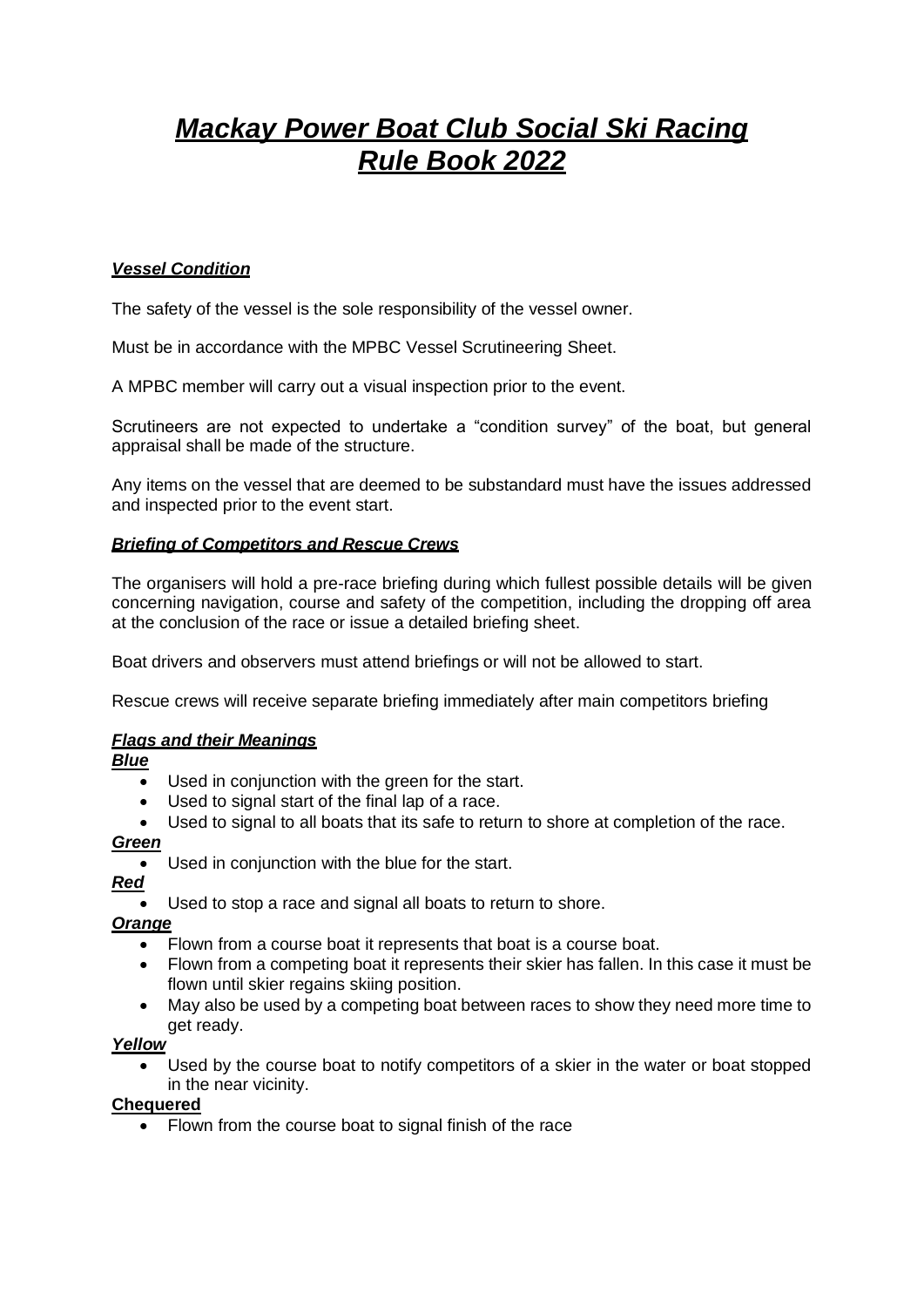# ***Mackay Power Boat Club Social Ski Racing Rule Book 2022***

### ***Vessel Condition***

The safety of the vessel is the sole responsibility of the vessel owner.

Must be in accordance with the MPBC Vessel Scrutineering Sheet.

A MPBC member will carry out a visual inspection prior to the event.

Scrutineers are not expected to undertake a "condition survey" of the boat, but general appraisal shall be made of the structure.

Any items on the vessel that are deemed to be substandard must have the issues addressed and inspected prior to the event start.

### ***Briefing of Competitors and Rescue Crews***

The organisers will hold a pre-race briefing during which fullest possible details will be given concerning navigation, course and safety of the competition, including the dropping off area at the conclusion of the race or issue a detailed briefing sheet.

Boat drivers and observers must attend briefings or will not be allowed to start.

Rescue crews will receive separate briefing immediately after main competitors briefing

### ***Flags and their Meanings***

***Blue***

- Used in conjunction with the green for the start.
- Used to signal start of the final lap of a race.
- Used to signal to all boats that its safe to return to shore at completion of the race.

***Green***

- Used in conjunction with the blue for the start.

***Red***

- Used to stop a race and signal all boats to return to shore.

***Orange***

- Flown from a course boat it represents that boat is a course boat.
- Flown from a competing boat it represents their skier has fallen. In this case it must be flown until skier regains skiing position.
- May also be used by a competing boat between races to show they need more time to get ready.

***Yellow***

- Used by the course boat to notify competitors of a skier in the water or boat stopped in the near vicinity.

**Chequered**

- Flown from the course boat to signal finish of the race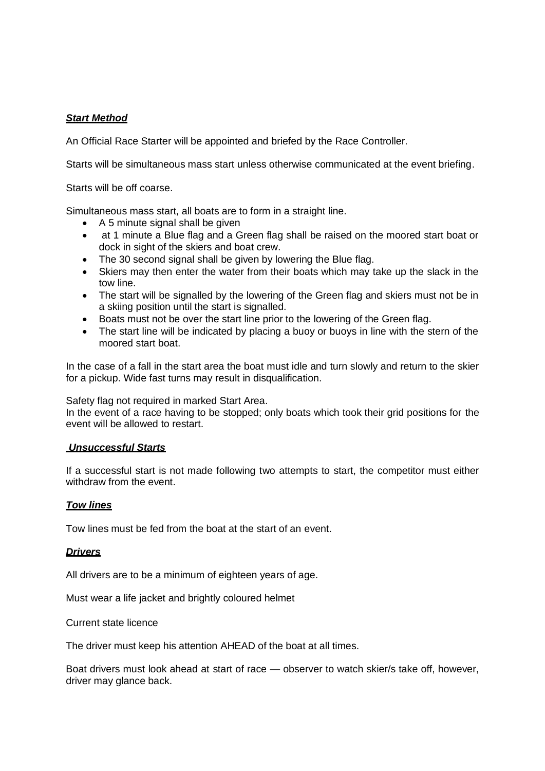***Start Method***

An Official Race Starter will be appointed and briefed by the Race Controller.

Starts will be simultaneous mass start unless otherwise communicated at the event briefing.

Starts will be off coarse.

Simultaneous mass start, all boats are to form in a straight line.

- A 5 minute signal shall be given
- at 1 minute a Blue flag and a Green flag shall be raised on the moored start boat or dock in sight of the skiers and boat crew.
- The 30 second signal shall be given by lowering the Blue flag.
- Skiers may then enter the water from their boats which may take up the slack in the tow line.
- The start will be signalled by the lowering of the Green flag and skiers must not be in a skiing position until the start is signalled.
- Boats must not be over the start line prior to the lowering of the Green flag.
- The start line will be indicated by placing a buoy or buoys in line with the stern of the moored start boat.

In the case of a fall in the start area the boat must idle and turn slowly and return to the skier for a pickup. Wide fast turns may result in disqualification.

Safety flag not required in marked Start Area.
In the event of a race having to be stopped; only boats which took their grid positions for the event will be allowed to restart.

***Unsuccessful Starts***

If a successful start is not made following two attempts to start, the competitor must either withdraw from the event.

***Tow lines***

Tow lines must be fed from the boat at the start of an event.

***Drivers***

All drivers are to be a minimum of eighteen years of age.

Must wear a life jacket and brightly coloured helmet

Current state licence

The driver must keep his attention AHEAD of the boat at all times.

Boat drivers must look ahead at start of race — observer to watch skier/s take off, however, driver may glance back.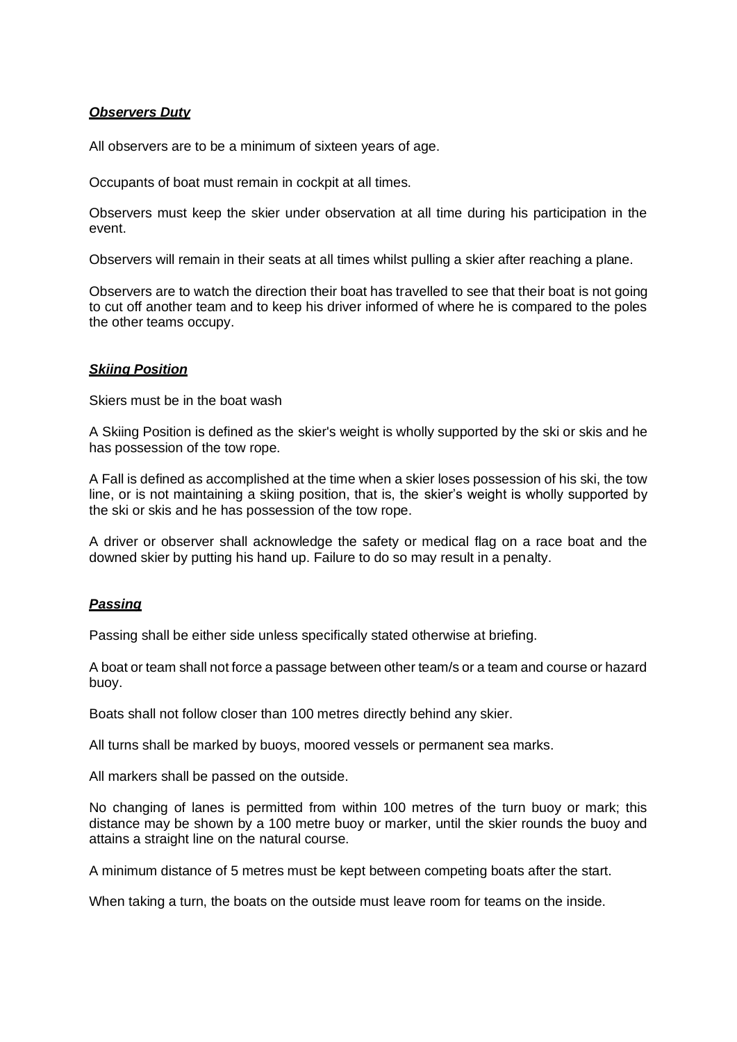***Observers Duty***

All observers are to be a minimum of sixteen years of age.

Occupants of boat must remain in cockpit at all times.

Observers must keep the skier under observation at all time during his participation in the event.

Observers will remain in their seats at all times whilst pulling a skier after reaching a plane.

Observers are to watch the direction their boat has travelled to see that their boat is not going to cut off another team and to keep his driver informed of where he is compared to the poles the other teams occupy.

***Skiing Position***

Skiers must be in the boat wash

A Skiing Position is defined as the skier's weight is wholly supported by the ski or skis and he has possession of the tow rope.

A Fall is defined as accomplished at the time when a skier loses possession of his ski, the tow line, or is not maintaining a skiing position, that is, the skier's weight is wholly supported by the ski or skis and he has possession of the tow rope.

A driver or observer shall acknowledge the safety or medical flag on a race boat and the downed skier by putting his hand up. Failure to do so may result in a penalty.

***Passing***

Passing shall be either side unless specifically stated otherwise at briefing.

A boat or team shall not force a passage between other team/s or a team and course or hazard buoy.

Boats shall not follow closer than 100 metres directly behind any skier.

All turns shall be marked by buoys, moored vessels or permanent sea marks.

All markers shall be passed on the outside.

No changing of lanes is permitted from within 100 metres of the turn buoy or mark; this distance may be shown by a 100 metre buoy or marker, until the skier rounds the buoy and attains a straight line on the natural course.

A minimum distance of 5 metres must be kept between competing boats after the start.

When taking a turn, the boats on the outside must leave room for teams on the inside.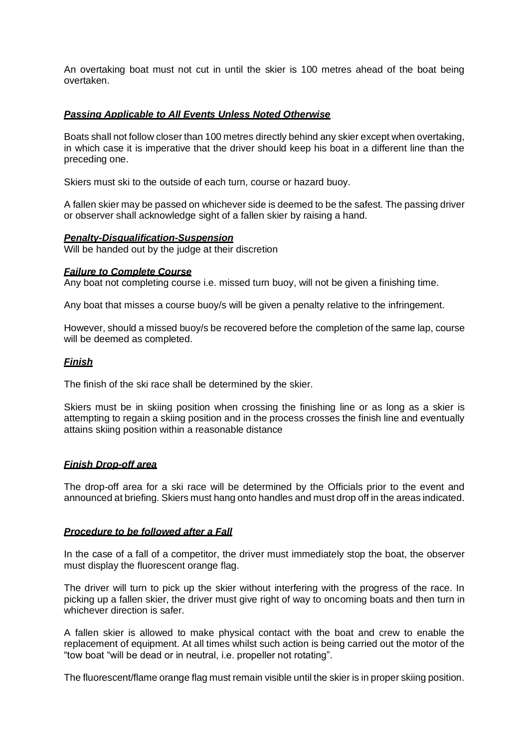An overtaking boat must not cut in until the skier is 100 metres ahead of the boat being overtaken.

***Passing Applicable to All Events Unless Noted Otherwise***

Boats shall not follow closer than 100 metres directly behind any skier except when overtaking, in which case it is imperative that the driver should keep his boat in a different line than the preceding one.

Skiers must ski to the outside of each turn, course or hazard buoy.

A fallen skier may be passed on whichever side is deemed to be the safest. The passing driver or observer shall acknowledge sight of a fallen skier by raising a hand.

***Penalty-Disqualification-Suspension***

Will be handed out by the judge at their discretion

***Failure to Complete Course***

Any boat not completing course i.e. missed turn buoy, will not be given a finishing time.

Any boat that misses a course buoy/s will be given a penalty relative to the infringement.

However, should a missed buoy/s be recovered before the completion of the same lap, course will be deemed as completed.

***Finish***

The finish of the ski race shall be determined by the skier.

Skiers must be in skiing position when crossing the finishing line or as long as a skier is attempting to regain a skiing position and in the process crosses the finish line and eventually attains skiing position within a reasonable distance

***Finish Drop-off area***

The drop-off area for a ski race will be determined by the Officials prior to the event and announced at briefing. Skiers must hang onto handles and must drop off in the areas indicated.

***Procedure to be followed after a Fall***

In the case of a fall of a competitor, the driver must immediately stop the boat, the observer must display the fluorescent orange flag.

The driver will turn to pick up the skier without interfering with the progress of the race. In picking up a fallen skier, the driver must give right of way to oncoming boats and then turn in whichever direction is safer.

A fallen skier is allowed to make physical contact with the boat and crew to enable the replacement of equipment. At all times whilst such action is being carried out the motor of the "tow boat "will be dead or in neutral, i.e. propeller not rotating".

The fluorescent/flame orange flag must remain visible until the skier is in proper skiing position.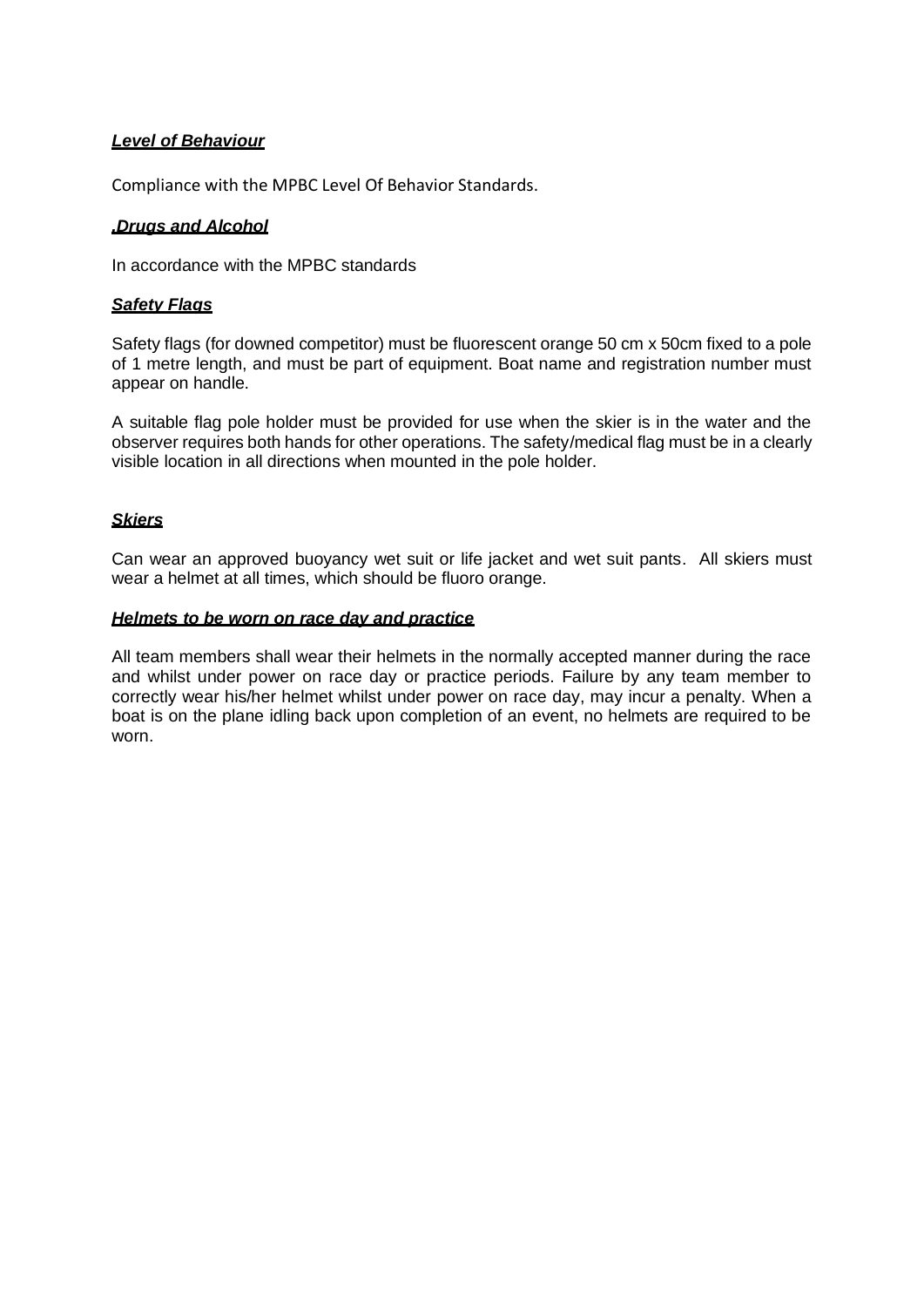***Level of Behaviour***

Compliance with the MPBC Level Of Behavior Standards.

***.Drugs and Alcohol***

In accordance with the MPBC standards

***Safety Flags***

Safety flags (for downed competitor) must be fluorescent orange 50 cm x 50cm fixed to a pole of 1 metre length, and must be part of equipment. Boat name and registration number must appear on handle.

A suitable flag pole holder must be provided for use when the skier is in the water and the observer requires both hands for other operations. The safety/medical flag must be in a clearly visible location in all directions when mounted in the pole holder.

***Skiers***

Can wear an approved buoyancy wet suit or life jacket and wet suit pants. All skiers must wear a helmet at all times, which should be fluoro orange.

***Helmets to be worn on race day and practice***

All team members shall wear their helmets in the normally accepted manner during the race and whilst under power on race day or practice periods. Failure by any team member to correctly wear his/her helmet whilst under power on race day, may incur a penalty. When a boat is on the plane idling back upon completion of an event, no helmets are required to be worn.